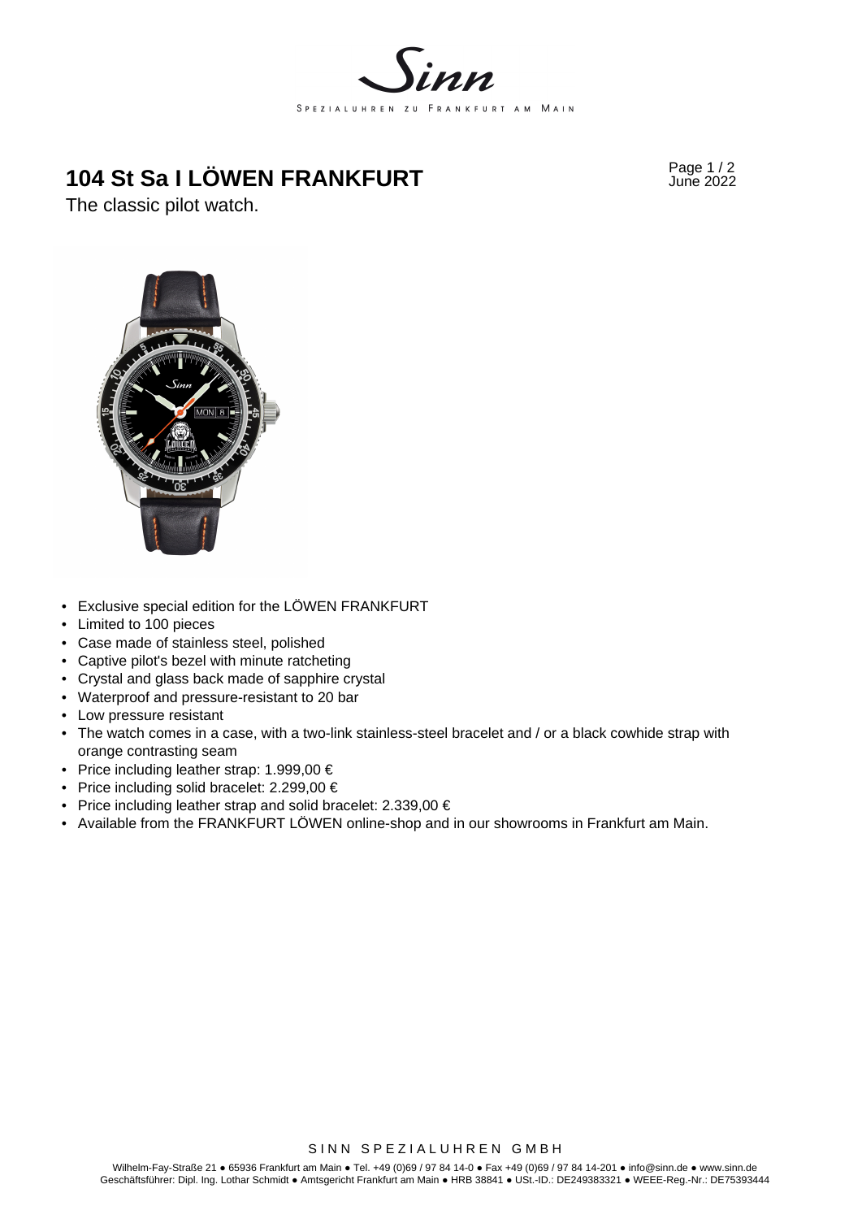# 104 St Sa I LÖWEN FRANKFURT

The classic pilot watch.

- Exclusive special edition for the LÖWEN FRANKFURT
- Limited to 100 pieces
- Case made of stainless steel, polished
- Captive pilot's bezel with minute ratcheting
- Crystal and glass back made of sapphire crystal
- Waterproof and pressure-resistant to 20 bar
- Low pressure resistant
- The watch comes in a case, with a two-link stainless-steel bracelet and / or a black cowhide strap with orange contrasting seam
- Price including leather strap: 1.999,00 €
- Price including solid bracelet: 2.299,00 €
- Price including leather strap and solid bracelet: 2.339,00 €
- Available from the FRANKFURT LÖWEN online-shop and in our showrooms in Frankfurt am Main.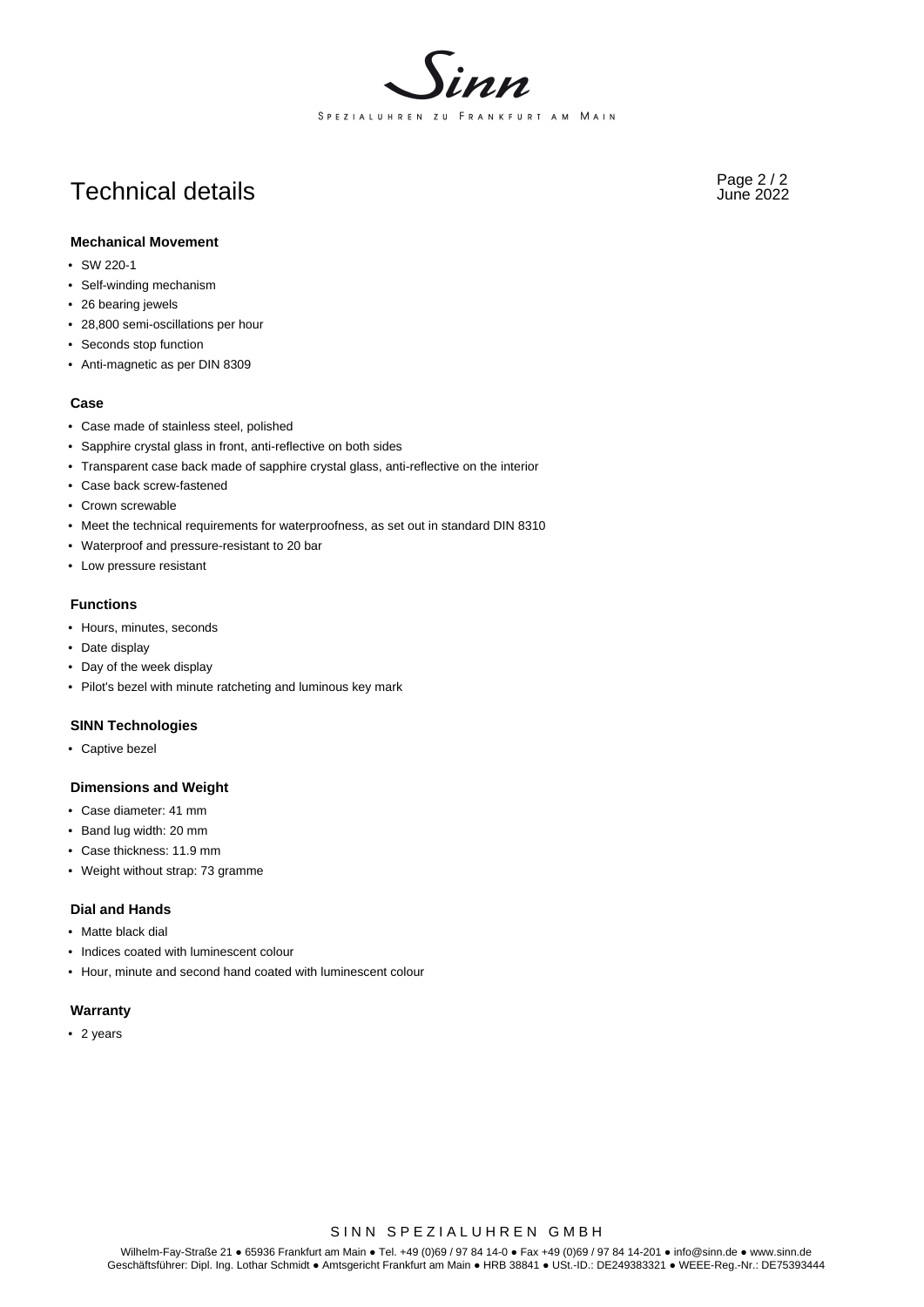# Technical details

June 2022

### Mechanical Movement

- SW 220-1
- Self-winding mechanism
- 26 bearing jewels
- 28,800 semi-oscillations per hour
- Seconds stop function
- Anti-magnetic as per DIN 8309

### Case

- Case made of stainless steel, polished
- Sapphire crystal glass in front, anti-reflective on both sides
- Transparent case back made of sapphire crystal glass, anti-reflective on the interior
- Case back screw-fastened
- Crown screwable
- Meet the technical requirements for waterproofness, as set out in standard DIN 8310
- Waterproof and pressure-resistant to 20 bar
- Low pressure resistant

### Functions

- Hours, minutes, seconds
- Date display
- Day of the week display
- Pilot's bezel with minute ratcheting and luminous key mark

### SINN Technologies

- Captive bezel

### Dimensions and Weight

- Case diameter: 41 mm
- Band lug width: 20 mm
- Case thickness: 11.9 mm
- Weight without strap: 73 gramme

### Dial and Hands

- Matte black dial
- Indices coated with luminescent colour
- Hour, minute and second hand coated with luminescent colour

### Warranty

- 2 years